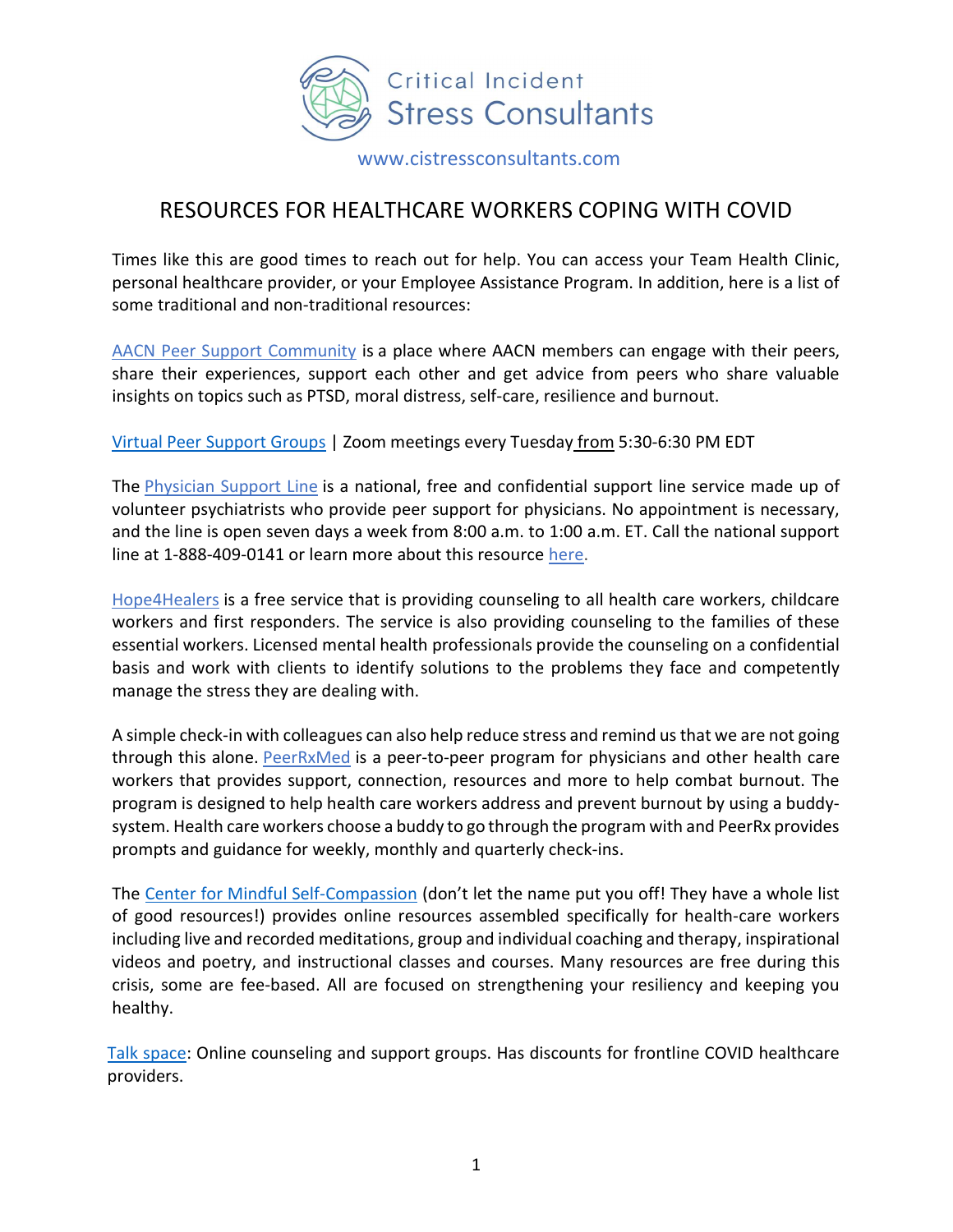Critical Incident Stress Consultants

www.cistressconsultants.com

# RESOURCES FOR HEALTHCARE WORKERS COPING WITH COVID

Times like this are good times to reach out for help. You can access your Team Health Clinic, personal healthcare provider, or your Employee Assistance Program. In addition, here is a list of some traditional and non-traditional resources:

AACN Peer Support Community is a place where AACN members can engage with their peers, share their experiences, support each other and get advice from peers who share valuable insights on topics such as PTSD, moral distress, self-care, resilience and burnout.

Virtual Peer Support Groups | Zoom meetings every Tuesday from 5:30-6:30 PM EDT

The Physician Support Line is a national, free and confidential support line service made up of volunteer psychiatrists who provide peer support for physicians. No appointment is necessary, and the line is open seven days a week from 8:00 a.m. to 1:00 a.m. ET. Call the national support line at 1-888-409-0141 or learn more about this resource here.

Hope4Healers is a free service that is providing counseling to all health care workers, childcare workers and first responders. The service is also providing counseling to the families of these essential workers. Licensed mental health professionals provide the counseling on a confidential basis and work with clients to identify solutions to the problems they face and competently manage the stress they are dealing with.

A simple check-in with colleagues can also help reduce stress and remind us that we are not going through this alone. PeerRxMed is a peer-to-peer program for physicians and other health care workers that provides support, connection, resources and more to help combat burnout. The program is designed to help health care workers address and prevent burnout by using a buddy-system. Health care workers choose a buddy to go through the program with and PeerRx provides prompts and guidance for weekly, monthly and quarterly check-ins.

The Center for Mindful Self-Compassion (don't let the name put you off! They have a whole list of good resources!) provides online resources assembled specifically for health-care workers including live and recorded meditations, group and individual coaching and therapy, inspirational videos and poetry, and instructional classes and courses. Many resources are free during this crisis, some are fee-based. All are focused on strengthening your resiliency and keeping you healthy.

Talk space: Online counseling and support groups. Has discounts for frontline COVID healthcare providers.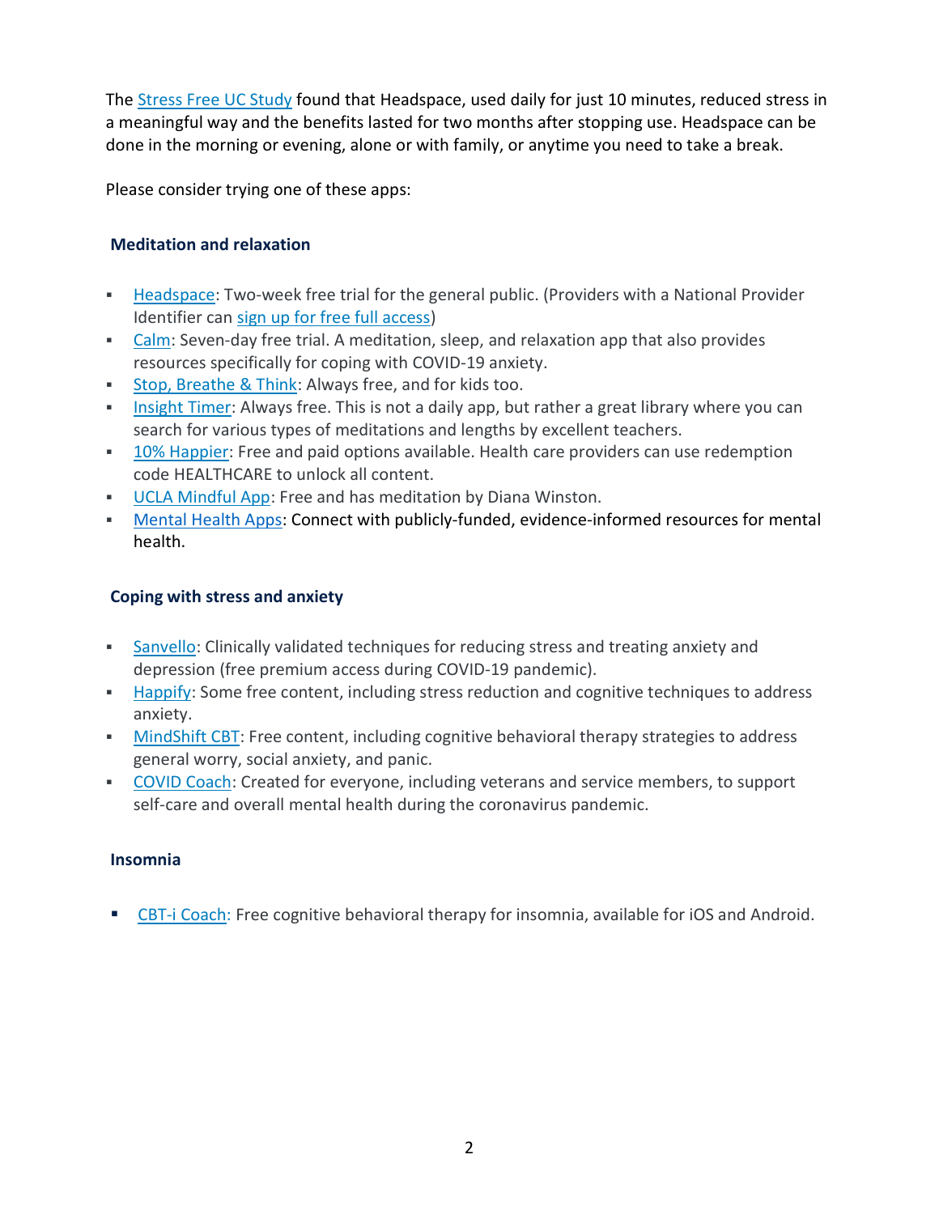The Stress Free UC Study found that Headspace, used daily for just 10 minutes, reduced stress in a meaningful way and the benefits lasted for two months after stopping use. Headspace can be done in the morning or evening, alone or with family, or anytime you need to take a break.

Please consider trying one of these apps:

### Meditation and relaxation

- Headspace: Two-week free trial for the general public. (Providers with a National Provider Identifier can sign up for free full access)
- Calm: Seven-day free trial. A meditation, sleep, and relaxation app that also provides resources specifically for coping with COVID-19 anxiety.
- Stop, Breathe & Think: Always free, and for kids too.
- Insight Timer: Always free. This is not a daily app, but rather a great library where you can search for various types of meditations and lengths by excellent teachers.
- 10% Happier: Free and paid options available. Health care providers can use redemption code HEALTHCARE to unlock all content.
- UCLA Mindful App: Free and has meditation by Diana Winston.
- Mental Health Apps: Connect with publicly-funded, evidence-informed resources for mental health.

### Coping with stress and anxiety

- Sanvello: Clinically validated techniques for reducing stress and treating anxiety and depression (free premium access during COVID-19 pandemic).
- Happify: Some free content, including stress reduction and cognitive techniques to address anxiety.
- MindShift CBT: Free content, including cognitive behavioral therapy strategies to address general worry, social anxiety, and panic.
- COVID Coach: Created for everyone, including veterans and service members, to support self-care and overall mental health during the coronavirus pandemic.

### Insomnia

- CBT-i Coach: Free cognitive behavioral therapy for insomnia, available for iOS and Android.